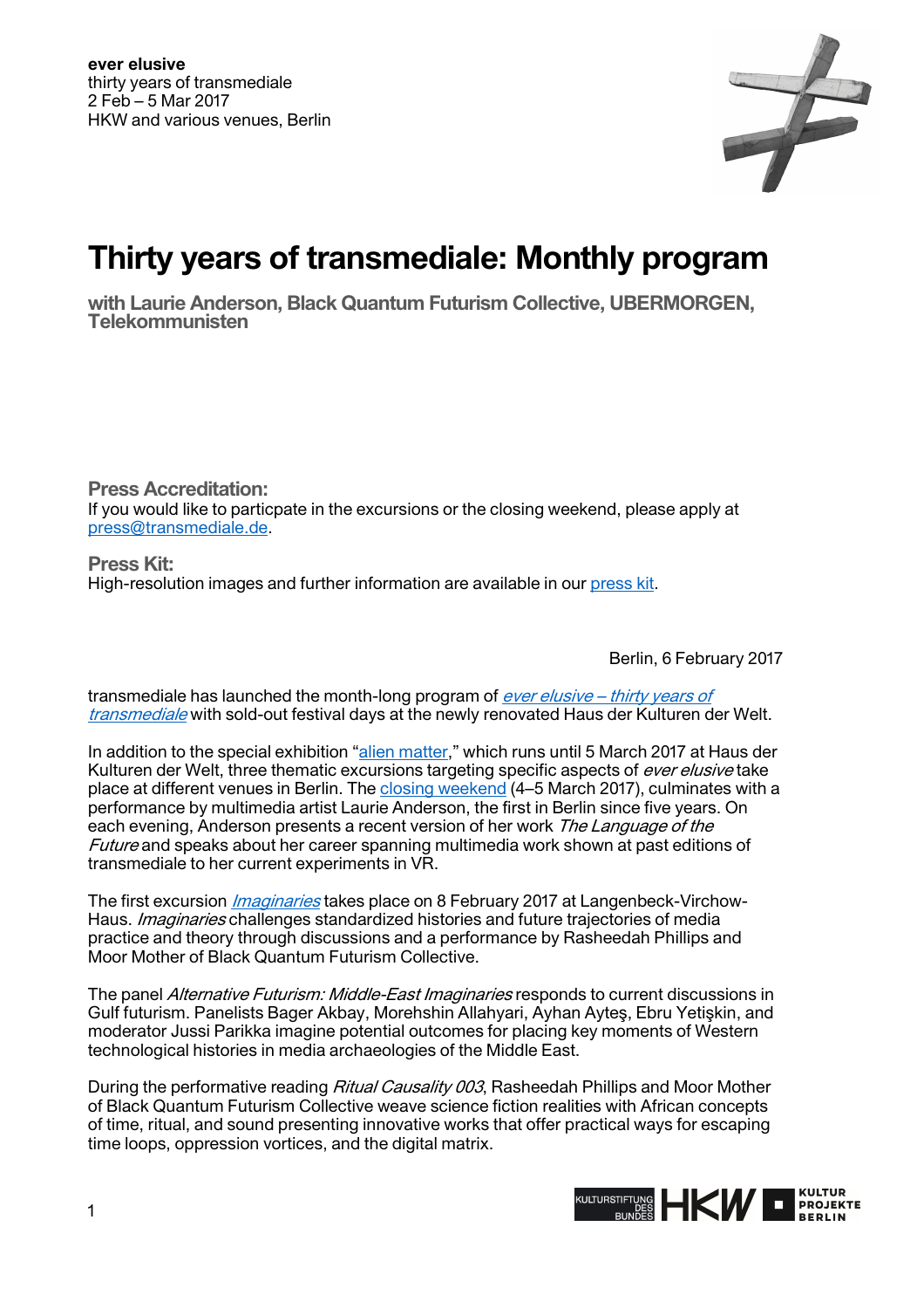**ever elusive**
thirty years of transmediale
2 Feb – 5 Mar 2017
HKW and various venues, Berlin

# Thirty years of transmediale: Monthly program

## with Laurie Anderson, Black Quantum Futurism Collective, UBERMORGEN, Telekommunisten

### Press Accreditation:

If you would like to particpate in the excursions or the closing weekend, please apply at press@transmediale.de.

### Press Kit:

High-resolution images and further information are available in our press kit.

Berlin, 6 February 2017

transmediale has launched the month-long program of *ever elusive – thirty years of transmediale* with sold-out festival days at the newly renovated Haus der Kulturen der Welt.

In addition to the special exhibition "alien matter," which runs until 5 March 2017 at Haus der Kulturen der Welt, three thematic excursions targeting specific aspects of *ever elusive* take place at different venues in Berlin. The closing weekend (4–5 March 2017), culminates with a performance by multimedia artist Laurie Anderson, the first in Berlin since five years. On each evening, Anderson presents a recent version of her work *The Language of the Future* and speaks about her career spanning multimedia work shown at past editions of transmediale to her current experiments in VR.

The first excursion *Imaginaries* takes place on 8 February 2017 at Langenbeck-Virchow-Haus. *Imaginaries* challenges standardized histories and future trajectories of media practice and theory through discussions and a performance by Rasheedah Phillips and Moor Mother of Black Quantum Futurism Collective.

The panel *Alternative Futurism: Middle-East Imaginaries* responds to current discussions in Gulf futurism. Panelists Bager Akbay, Morehshin Allahyari, Ayhan Ayteş, Ebru Yetişkin, and moderator Jussi Parikka imagine potential outcomes for placing key moments of Western technological histories in media archaeologies of the Middle East.

During the performative reading *Ritual Causality 003*, Rasheedah Phillips and Moor Mother of Black Quantum Futurism Collective weave science fiction realities with African concepts of time, ritual, and sound presenting innovative works that offer practical ways for escaping time loops, oppression vortices, and the digital matrix.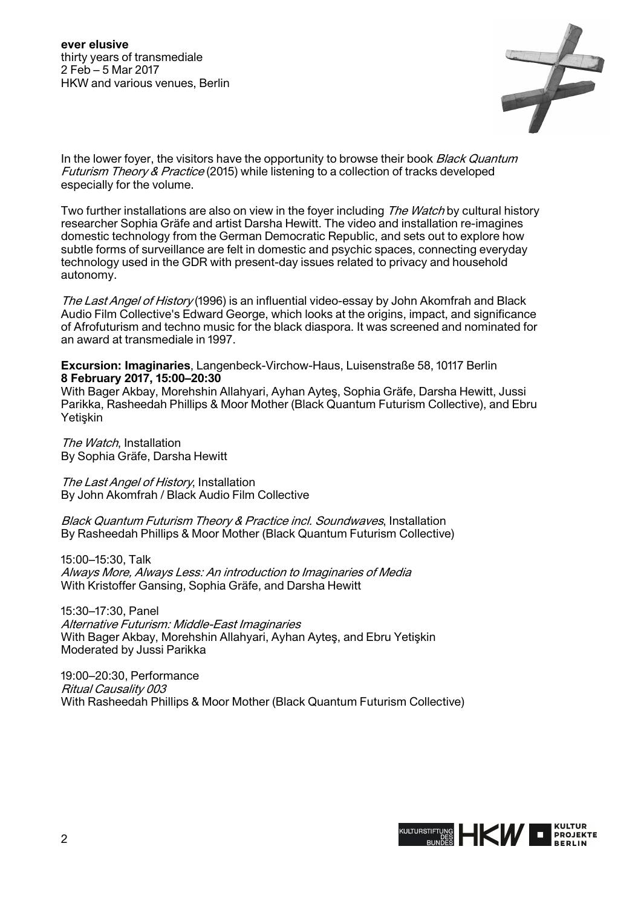In the lower foyer, the visitors have the opportunity to browse their book *Black Quantum Futurism Theory & Practice* (2015) while listening to a collection of tracks developed especially for the volume.

Two further installations are also on view in the foyer including *The Watch* by cultural history researcher Sophia Gräfe and artist Darsha Hewitt. The video and installation re-imagines domestic technology from the German Democratic Republic, and sets out to explore how subtle forms of surveillance are felt in domestic and psychic spaces, connecting everyday technology used in the GDR with present-day issues related to privacy and household autonomy.

*The Last Angel of History* (1996) is an influential video-essay by John Akomfrah and Black Audio Film Collective's Edward George, which looks at the origins, impact, and significance of Afrofuturism and techno music for the black diaspora. It was screened and nominated for an award at transmediale in 1997.

**Excursion: Imaginaries**, Langenbeck-Virchow-Haus, Luisenstraße 58, 10117 Berlin
**8 February 2017, 15:00–20:30**
With Bager Akbay, Morehshin Allahyari, Ayhan Ayteş, Sophia Gräfe, Darsha Hewitt, Jussi Parikka, Rasheedah Phillips & Moor Mother (Black Quantum Futurism Collective), and Ebru Yetişkin

*The Watch*, Installation
By Sophia Gräfe, Darsha Hewitt

*The Last Angel of History*, Installation
By John Akomfrah / Black Audio Film Collective

*Black Quantum Futurism Theory & Practice incl. Soundwaves*, Installation
By Rasheedah Phillips & Moor Mother (Black Quantum Futurism Collective)

15:00–15:30, Talk
*Always More, Always Less: An introduction to Imaginaries of Media*
With Kristoffer Gansing, Sophia Gräfe, and Darsha Hewitt

15:30–17:30, Panel
*Alternative Futurism: Middle-East Imaginaries*
With Bager Akbay, Morehshin Allahyari, Ayhan Ayteş, and Ebru Yetişkin
Moderated by Jussi Parikka

19:00–20:30, Performance
*Ritual Causality 003*
With Rasheedah Phillips & Moor Mother (Black Quantum Futurism Collective)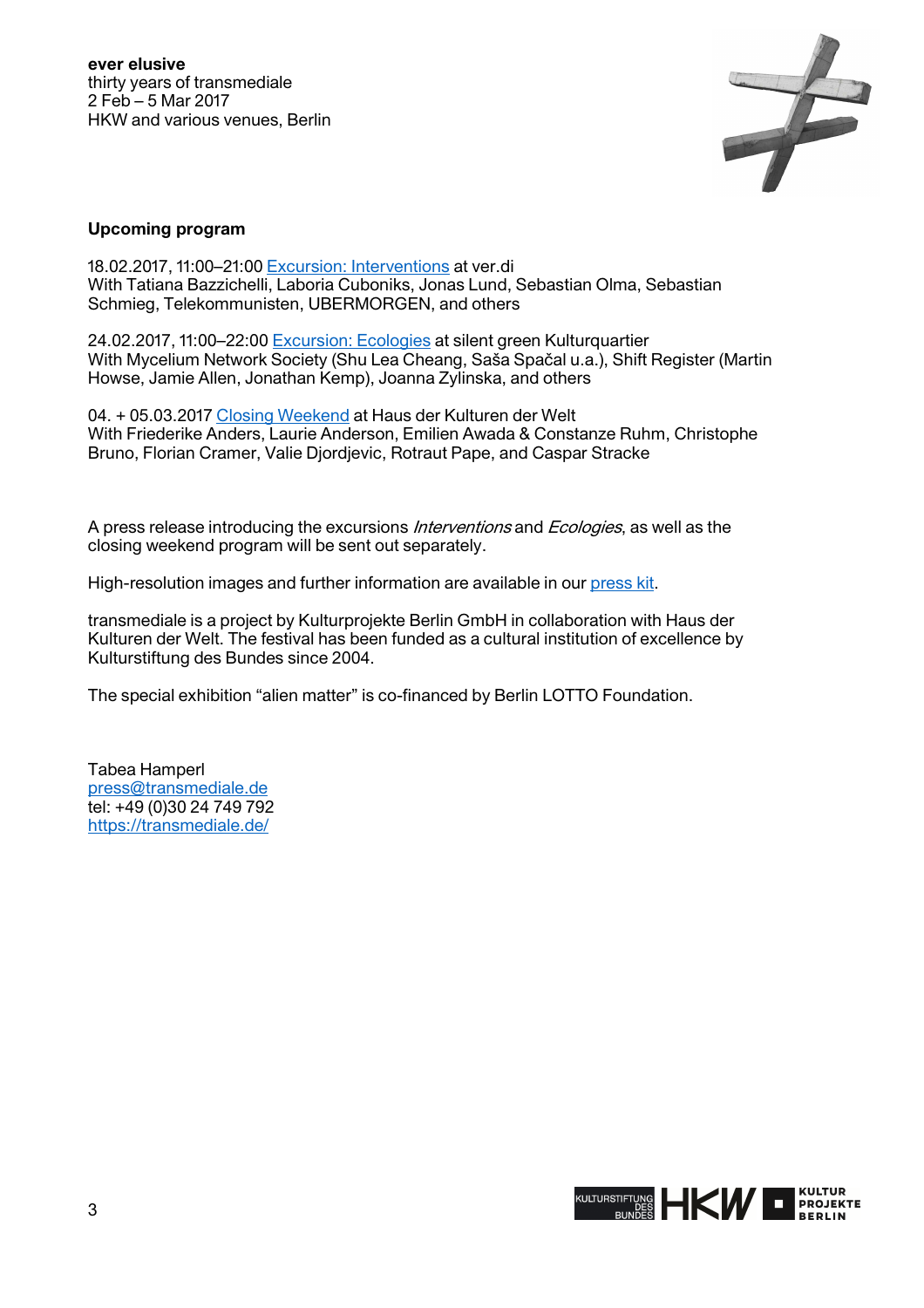**ever elusive**
thirty years of transmediale
2 Feb – 5 Mar 2017
HKW and various venues, Berlin

**Upcoming program**

18.02.2017, 11:00–21:00 [Excursion: Interventions]() at ver.di
With Tatiana Bazzichelli, Laboria Cuboniks, Jonas Lund, Sebastian Olma, Sebastian Schmieg, Telekommunisten, UBERMORGEN, and others

24.02.2017, 11:00–22:00 [Excursion: Ecologies]() at silent green Kulturquartier
With Mycelium Network Society (Shu Lea Cheang, Saša Spačal u.a.), Shift Register (Martin Howse, Jamie Allen, Jonathan Kemp), Joanna Zylinska, and others

04. + 05.03.2017 [Closing Weekend]() at Haus der Kulturen der Welt
With Friederike Anders, Laurie Anderson, Emilien Awada & Constanze Ruhm, Christophe Bruno, Florian Cramer, Valie Djordjevic, Rotraut Pape, and Caspar Stracke

A press release introducing the excursions *Interventions* and *Ecologies*, as well as the closing weekend program will be sent out separately.

High-resolution images and further information are available in our [press kit]().

transmediale is a project by Kulturprojekte Berlin GmbH in collaboration with Haus der Kulturen der Welt. The festival has been funded as a cultural institution of excellence by Kulturstiftung des Bundes since 2004.

The special exhibition “alien matter” is co-financed by Berlin LOTTO Foundation.

Tabea Hamperl
press@transmediale.de
tel: +49 (0)30 24 749 792
https://transmediale.de/

KULTURSTIFTUNG DES BUNDES HKW KULTUR PROJEKTE BERLIN